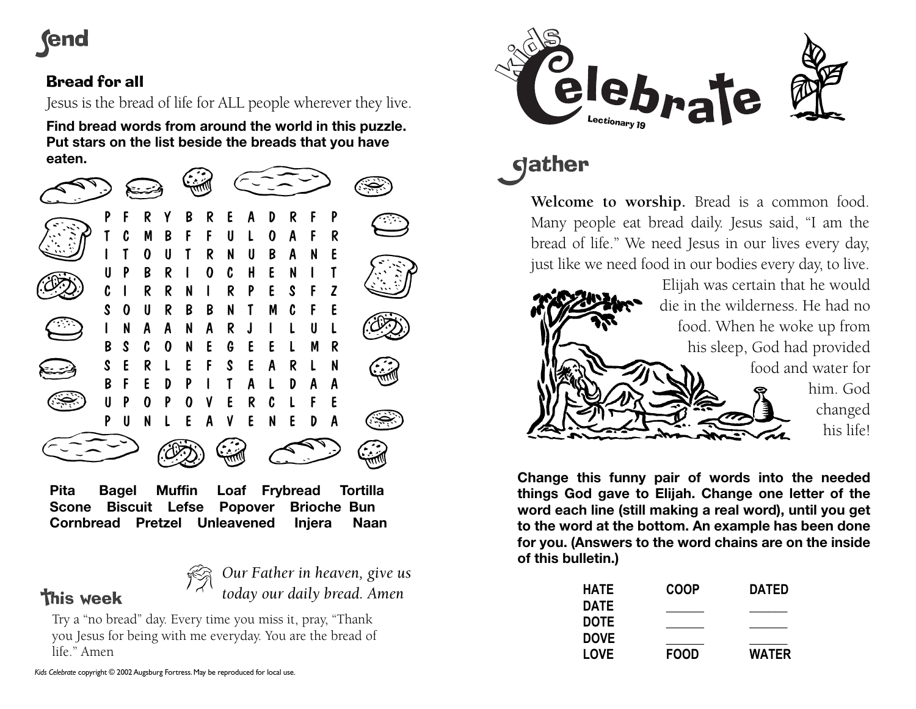# Send

## Bread for all

Jesus is the bread of life for ALL people wherever they live.

**Find bread words from around the world in this puzzle. Put stars on the list beside the breads that you have eaten.**

```
P F R Y B R E A D R F P
T C M B F F U L O A F R
I T O U T R N U B A N E
U P B R I O C H E N I T
C I R R N I R P E S F Z
S O U R B B N T M C F E
I N A A N A R J I L U L
B S C O N E G E E L M R
S E R L E F S E A R L N
B F E D P I T A L D A A
U P O P O V E R C L F E
P U N L E A V E N E D A
```

**Pita Bagel Muffin Loaf Frybread Tortilla Scone Biscuit Lefse Popover Brioche Bun Cornbread Pretzel Unleavened Injera Naan**

*Our Father in heaven, give us today our daily bread. Amen*

## This week

Try a "no bread" day. Every time you miss it, pray, "Thank you Jesus for being with me everyday. You are the bread of life." Amen

*Kids Celebrate* copyright © 2002 Augsburg Fortress. May be reproduced for local use.

# Kids Celebrate

Lectionary 19

## Gather

**Welcome to worship.** Bread is a common food. Many people eat bread daily. Jesus said, "I am the bread of life." We need Jesus in our lives every day, just like we need food in our bodies every day, to live.

Elijah was certain that he would die in the wilderness. He had no food. When he woke up from his sleep, God had provided food and water for him. God changed his life!

**Change this funny pair of words into the needed things God gave to Elijah. Change one letter of the word each line (still making a real word), until you get to the word at the bottom. An example has been done for you. (Answers to the word chains are on the inside of this bulletin.)**

| HATE | COOP | DATED |
|---|---|---|
| DATE | ______ | ______ |
| DOTE | ______ | ______ |
| DOVE | ______ | ______ |
| LOVE | FOOD | WATER |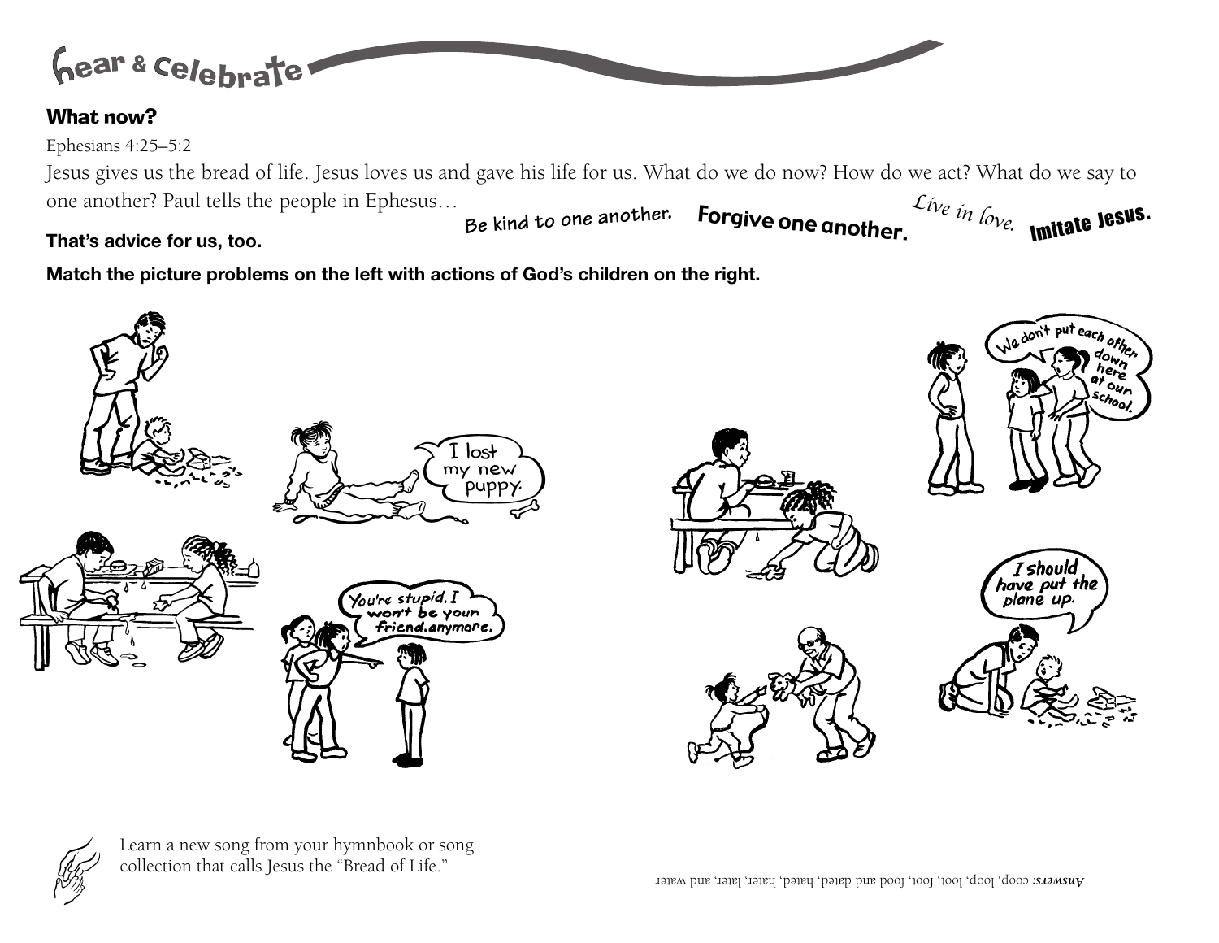# hear & celebrate

### What now?

Ephesians 4:25–5:2

Jesus gives us the bread of life. Jesus loves us and gave his life for us. What do we do now? How do we act? What do we say to one another? Paul tells the people in Ephesus…

Be kind to one another. Forgive one another. Live in love. Imitate Jesus.

**That's advice for us, too.**

**Match the picture problems on the left with actions of God's children on the right.**

Learn a new song from your hymnbook or song collection that calls Jesus the "Bread of Life."

*Answers:* coop, loop, loot, foot, food and dated, hated, hater, later, and water